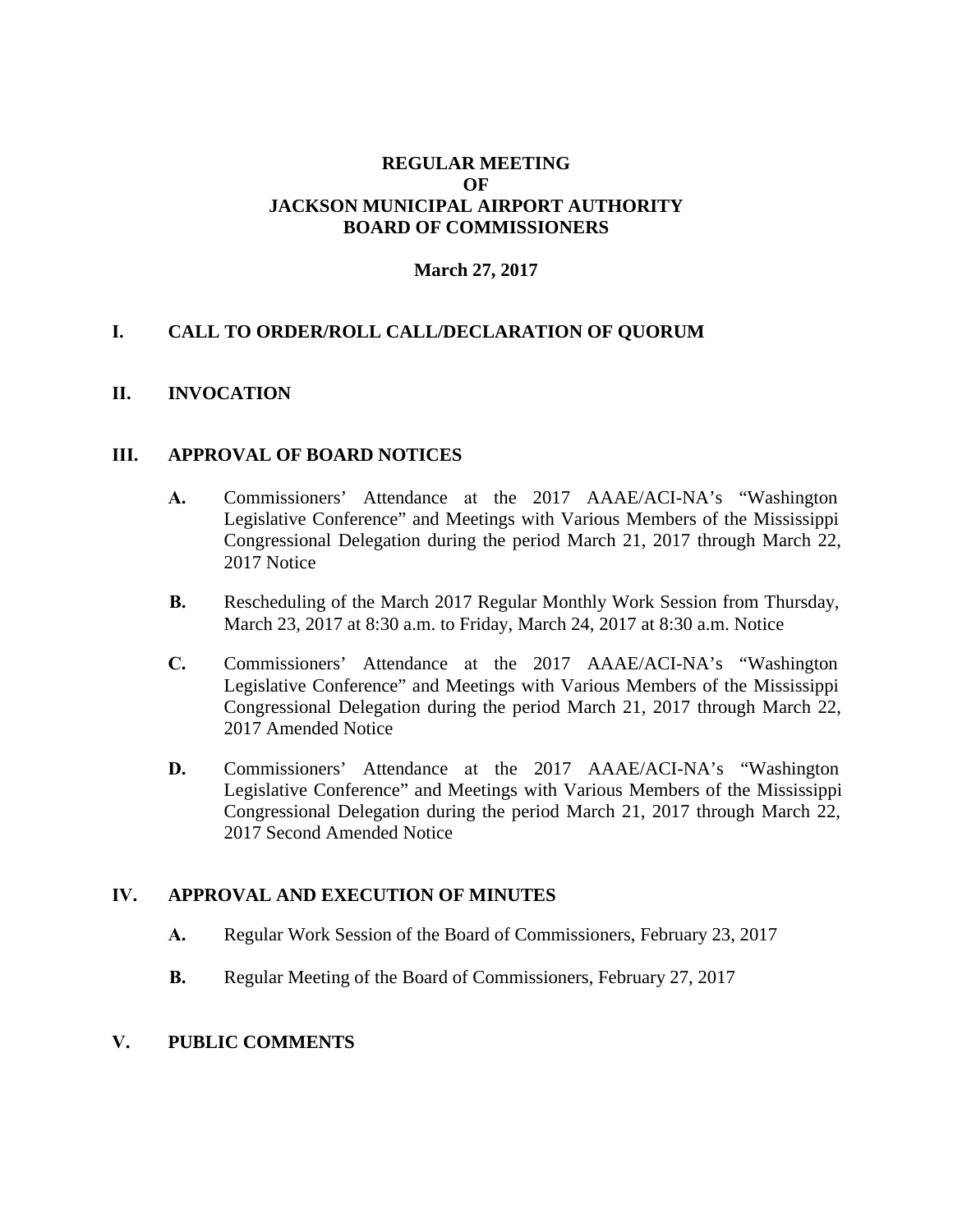# REGULAR MEETING
# OF
# JACKSON MUNICIPAL AIRPORT AUTHORITY
# BOARD OF COMMISSIONERS

**March 27, 2017**

## I. CALL TO ORDER/ROLL CALL/DECLARATION OF QUORUM

## II. INVOCATION

## III. APPROVAL OF BOARD NOTICES

**A.** Commissioners' Attendance at the 2017 AAAE/ACI-NA's "Washington Legislative Conference" and Meetings with Various Members of the Mississippi Congressional Delegation during the period March 21, 2017 through March 22, 2017 Notice

**B.** Rescheduling of the March 2017 Regular Monthly Work Session from Thursday, March 23, 2017 at 8:30 a.m. to Friday, March 24, 2017 at 8:30 a.m. Notice

**C.** Commissioners' Attendance at the 2017 AAAE/ACI-NA's "Washington Legislative Conference" and Meetings with Various Members of the Mississippi Congressional Delegation during the period March 21, 2017 through March 22, 2017 Amended Notice

**D.** Commissioners' Attendance at the 2017 AAAE/ACI-NA's "Washington Legislative Conference" and Meetings with Various Members of the Mississippi Congressional Delegation during the period March 21, 2017 through March 22, 2017 Second Amended Notice

## IV. APPROVAL AND EXECUTION OF MINUTES

**A.** Regular Work Session of the Board of Commissioners, February 23, 2017

**B.** Regular Meeting of the Board of Commissioners, February 27, 2017

## V. PUBLIC COMMENTS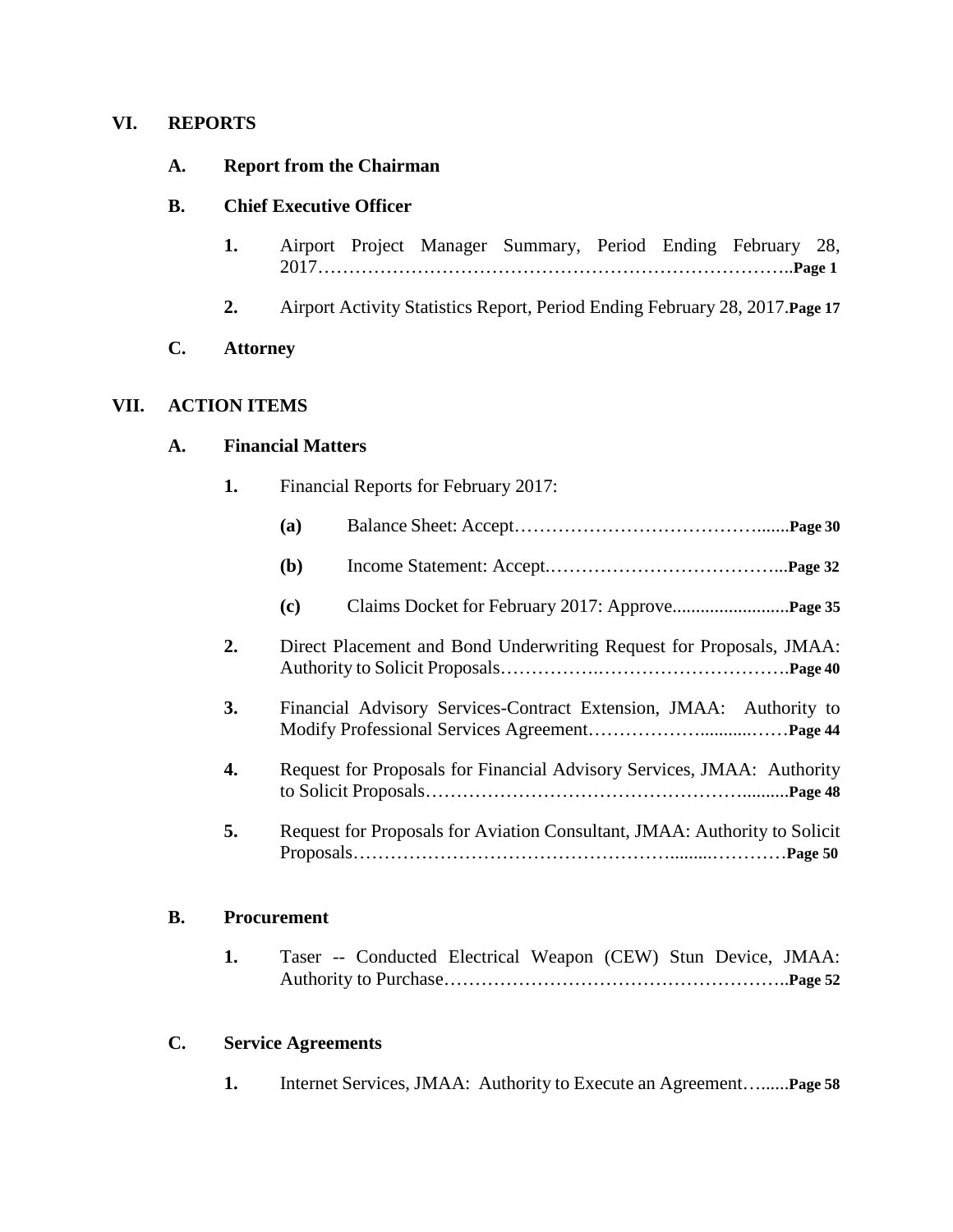## VI. REPORTS

### A. Report from the Chairman

### B. Chief Executive Officer

1. Airport Project Manager Summary, Period Ending February 28, 2017……………………………………………………………………..**Page 1**

2. Airport Activity Statistics Report, Period Ending February 28, 2017.**Page 17**

### C. Attorney

## VII. ACTION ITEMS

### A. Financial Matters

1. Financial Reports for February 2017:

   **(a)** Balance Sheet: Accept……………………………………........**Page 30**

   **(b)** Income Statement: Accept.………………………………...**Page 32**

   **(c)** Claims Docket for February 2017: Approve.........................**Page 35**

2. Direct Placement and Bond Underwriting Request for Proposals, JMAA: Authority to Solicit Proposals…………….………………………….**Page 40**

3. Financial Advisory Services-Contract Extension, JMAA: Authority to Modify Professional Services Agreement……………..........……**Page 44**

4. Request for Proposals for Financial Advisory Services, JMAA: Authority to Solicit Proposals…………………………………………..........**Page 48**

5. Request for Proposals for Aviation Consultant, JMAA: Authority to Solicit Proposals…………………………………………........…………**Page 50**

### B. Procurement

1. Taser -- Conducted Electrical Weapon (CEW) Stun Device, JMAA: Authority to Purchase………………………………………………..**Page 52**

### C. Service Agreements

1. Internet Services, JMAA: Authority to Execute an Agreement…......**Page 58**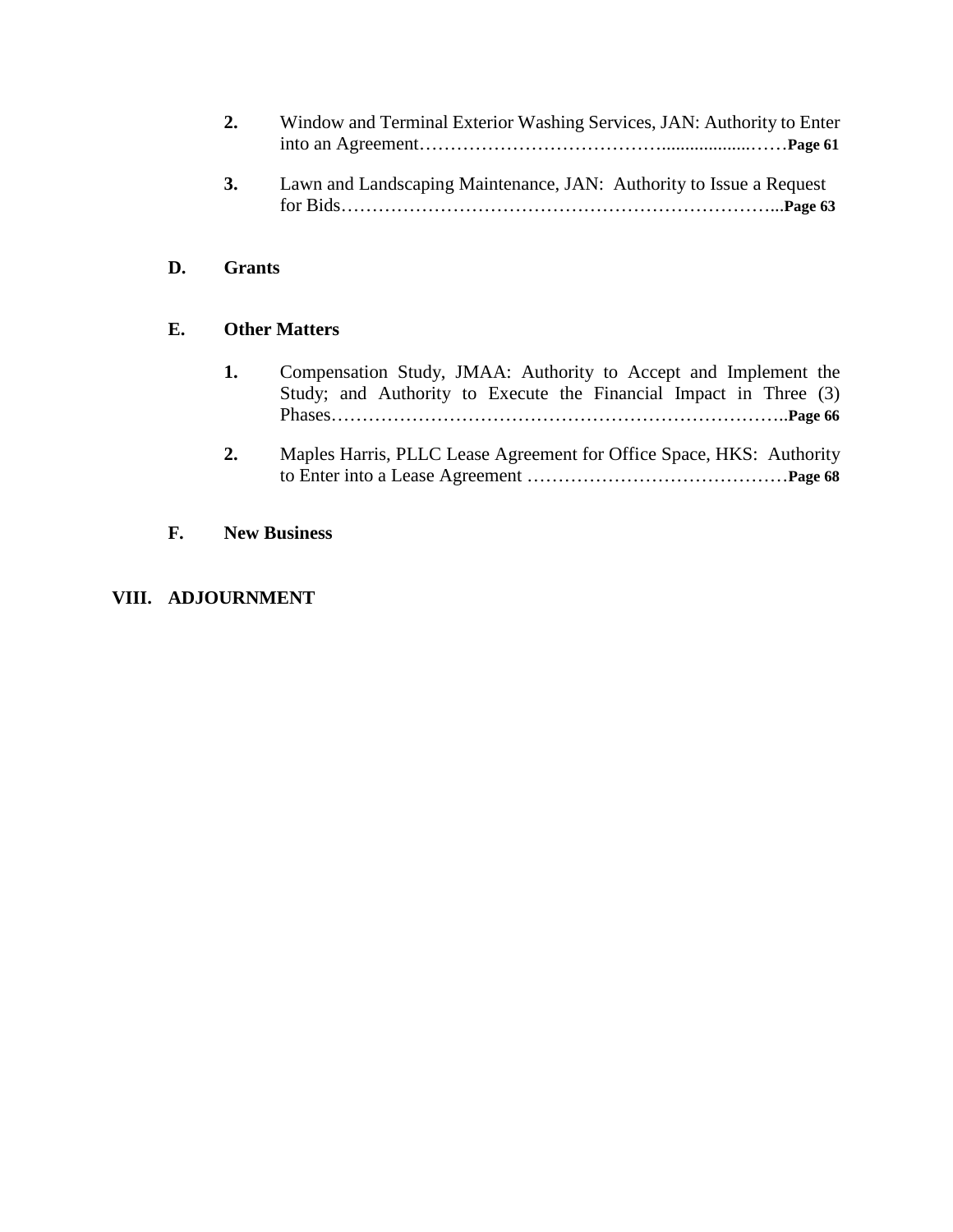2. Window and Terminal Exterior Washing Services, JAN: Authority to Enter into an Agreement……………………………………......................……**Page 61**

3. Lawn and Landscaping Maintenance, JAN: Authority to Issue a Request for Bids………………………………………………………………...**Page 63**

**D. Grants**

**E. Other Matters**

1. Compensation Study, JMAA: Authority to Accept and Implement the Study; and Authority to Execute the Financial Impact in Three (3) Phases………………………………………………………………..**Page 66**

2. Maples Harris, PLLC Lease Agreement for Office Space, HKS: Authority to Enter into a Lease Agreement ……………………………………**Page 68**

**F. New Business**

**VIII. ADJOURNMENT**